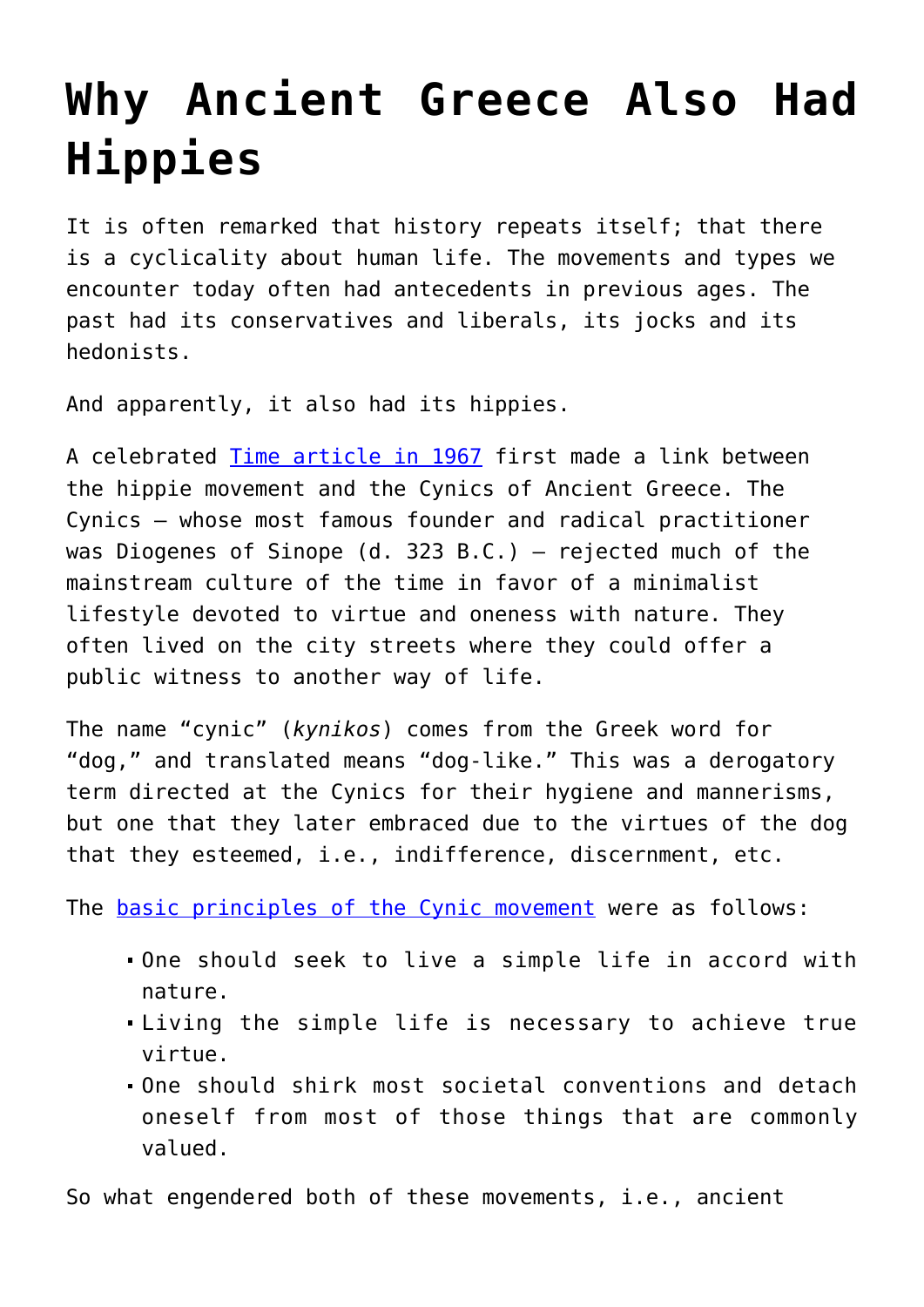# Why Ancient Greece Also Had Hippies

It is often remarked that history repeats itself; that there is a cyclicality about human life. The movements and types we encounter today often had antecedents in previous ages. The past had its conservatives and liberals, its jocks and its hedonists.

And apparently, it also had its hippies.

A celebrated Time article in 1967 first made a link between the hippie movement and the Cynics of Ancient Greece. The Cynics – whose most famous founder and radical practitioner was Diogenes of Sinope (d. 323 B.C.) – rejected much of the mainstream culture of the time in favor of a minimalist lifestyle devoted to virtue and oneness with nature. They often lived on the city streets where they could offer a public witness to another way of life.

The name "cynic" (*kynikos*) comes from the Greek word for "dog," and translated means "dog-like." This was a derogatory term directed at the Cynics for their hygiene and mannerisms, but one that they later embraced due to the virtues of the dog that they esteemed, i.e., indifference, discernment, etc.

The basic principles of the Cynic movement were as follows:

- One should seek to live a simple life in accord with nature.
- Living the simple life is necessary to achieve true virtue.
- One should shirk most societal conventions and detach oneself from most of those things that are commonly valued.

So what engendered both of these movements, i.e., ancient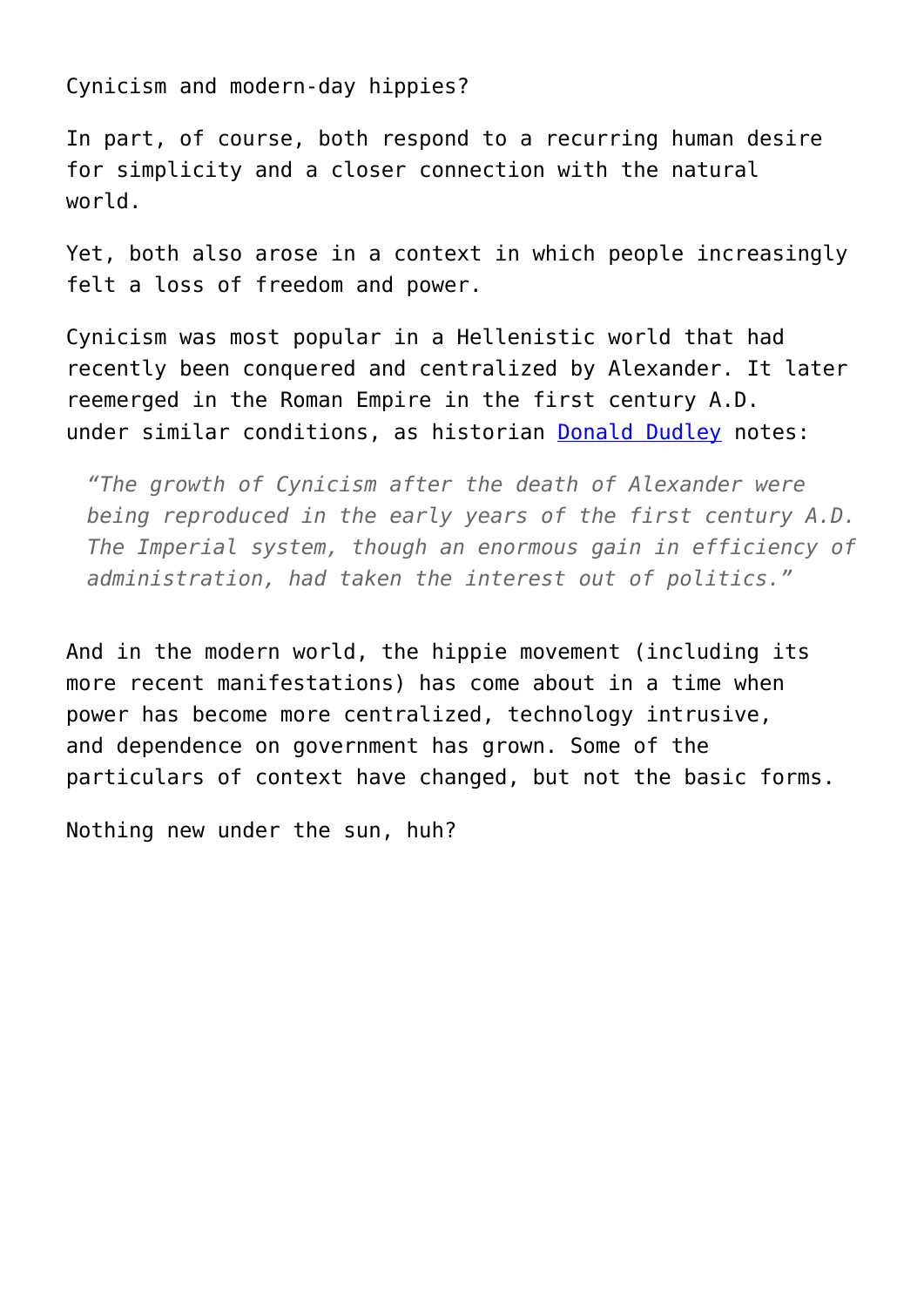Cynicism and modern-day hippies?

In part, of course, both respond to a recurring human desire for simplicity and a closer connection with the natural world.

Yet, both also arose in a context in which people increasingly felt a loss of freedom and power.

Cynicism was most popular in a Hellenistic world that had recently been conquered and centralized by Alexander. It later reemerged in the Roman Empire in the first century A.D. under similar conditions, as historian [Donald Dudley]() notes:

> *"The growth of Cynicism after the death of Alexander were being reproduced in the early years of the first century A.D. The Imperial system, though an enormous gain in efficiency of administration, had taken the interest out of politics."*

And in the modern world, the hippie movement (including its more recent manifestations) has come about in a time when power has become more centralized, technology intrusive, and dependence on government has grown. Some of the particulars of context have changed, but not the basic forms.

Nothing new under the sun, huh?